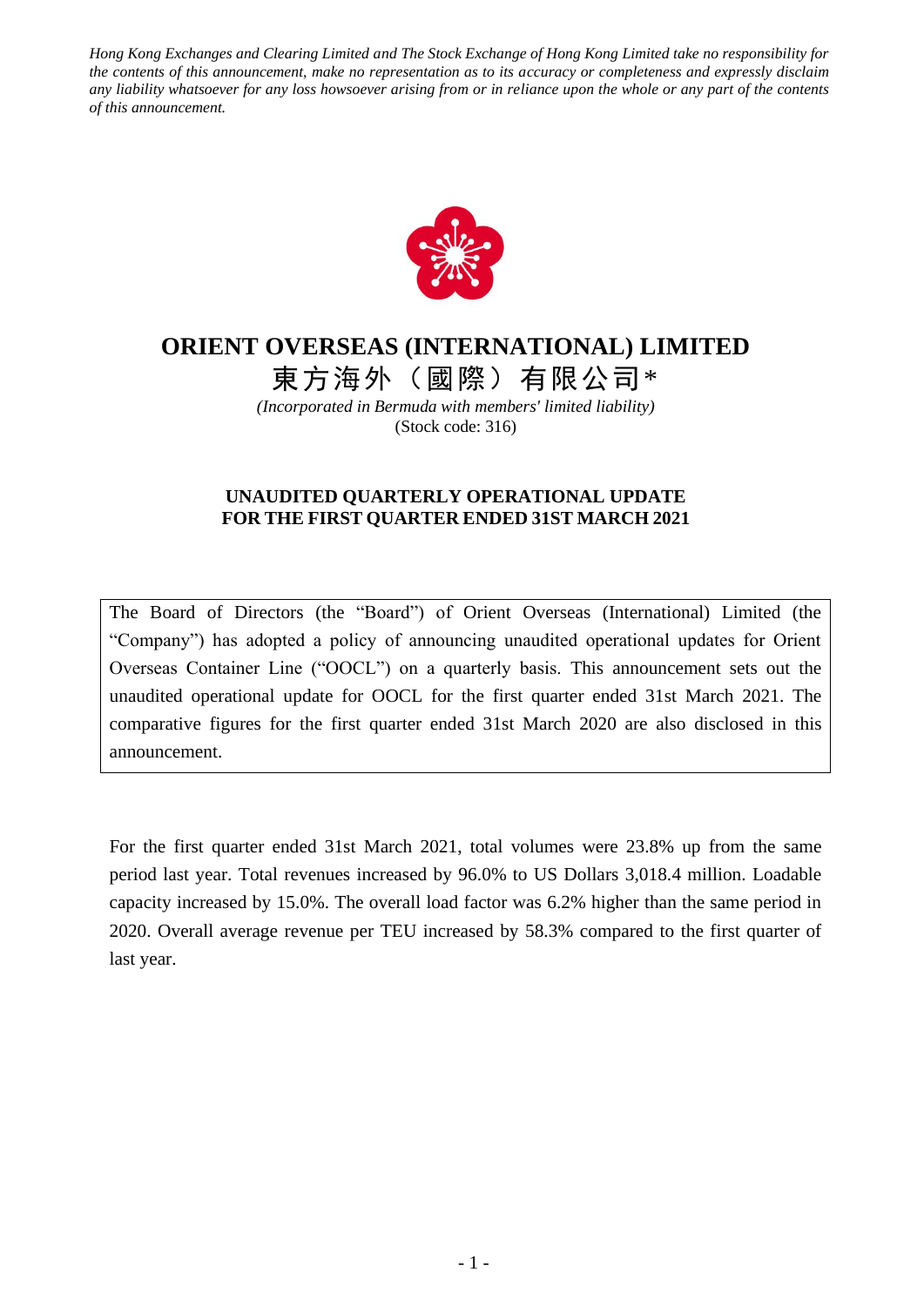*Hong Kong Exchanges and Clearing Limited and The Stock Exchange of Hong Kong Limited take no responsibility for the contents of this announcement, make no representation as to its accuracy or completeness and expressly disclaim any liability whatsoever for any loss howsoever arising from or in reliance upon the whole or any part of the contents of this announcement.*

# ORIENT OVERSEAS (INTERNATIONAL) LIMITED

# 東方海外（國際）有限公司*

*(Incorporated in Bermuda with members' limited liability)*

(Stock code: 316)

## UNAUDITED QUARTERLY OPERATIONAL UPDATE FOR THE FIRST QUARTER ENDED 31ST MARCH 2021

The Board of Directors (the "Board") of Orient Overseas (International) Limited (the "Company") has adopted a policy of announcing unaudited operational updates for Orient Overseas Container Line ("OOCL") on a quarterly basis. This announcement sets out the unaudited operational update for OOCL for the first quarter ended 31st March 2021. The comparative figures for the first quarter ended 31st March 2020 are also disclosed in this announcement.

For the first quarter ended 31st March 2021, total volumes were 23.8% up from the same period last year. Total revenues increased by 96.0% to US Dollars 3,018.4 million. Loadable capacity increased by 15.0%. The overall load factor was 6.2% higher than the same period in 2020. Overall average revenue per TEU increased by 58.3% compared to the first quarter of last year.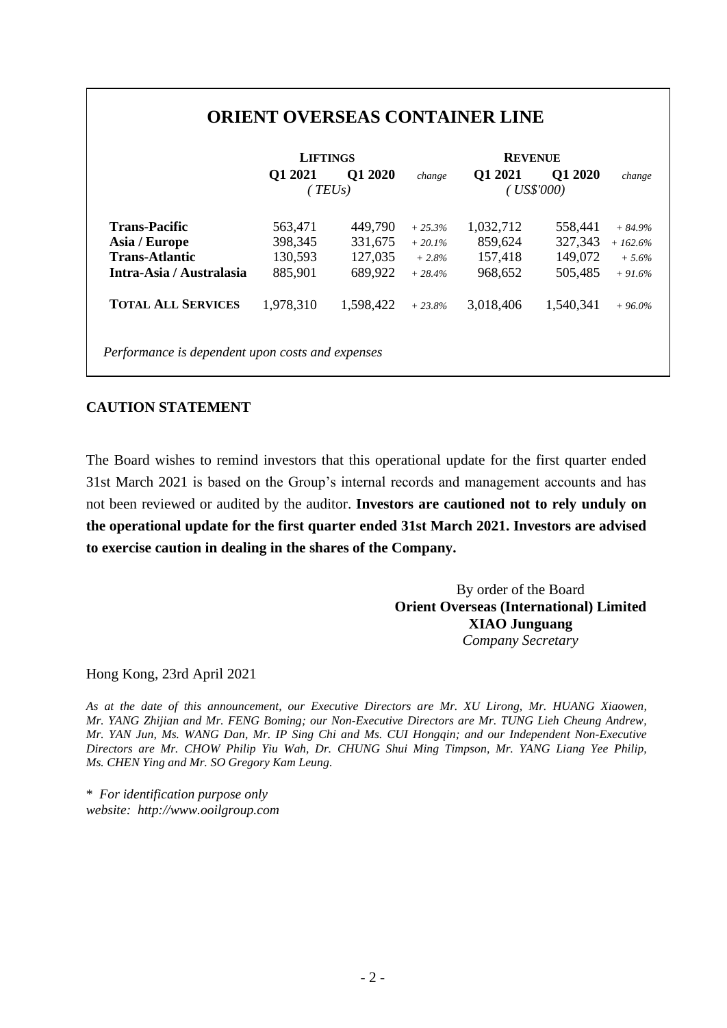## ORIENT OVERSEAS CONTAINER LINE

| | LIFTINGS | | | REVENUE | | |
|---|---|---|---|---|---|---|
| | Q1 2021 | Q1 2020 | *change* | Q1 2021 | Q1 2020 | *change* |
| | *(TEUs)* | | | *(US$'000)* | | |
| **Trans-Pacific** | 563,471 | 449,790 | *+ 25.3%* | 1,032,712 | 558,441 | *+ 84.9%* |
| **Asia / Europe** | 398,345 | 331,675 | *+ 20.1%* | 859,624 | 327,343 | *+ 162.6%* |
| **Trans-Atlantic** | 130,593 | 127,035 | *+ 2.8%* | 157,418 | 149,072 | *+ 5.6%* |
| **Intra-Asia / Australasia** | 885,901 | 689,922 | *+ 28.4%* | 968,652 | 505,485 | *+ 91.6%* |
| **TOTAL ALL SERVICES** | 1,978,310 | 1,598,422 | *+ 23.8%* | 3,018,406 | 1,540,341 | *+ 96.0%* |

*Performance is dependent upon costs and expenses*

**CAUTION STATEMENT**

The Board wishes to remind investors that this operational update for the first quarter ended 31st March 2021 is based on the Group's internal records and management accounts and has not been reviewed or audited by the auditor. **Investors are cautioned not to rely unduly on the operational update for the first quarter ended 31st March 2021. Investors are advised to exercise caution in dealing in the shares of the Company.**

By order of the Board
**Orient Overseas (International) Limited**
**XIAO Junguang**
*Company Secretary*

Hong Kong, 23rd April 2021

*As at the date of this announcement, our Executive Directors are Mr. XU Lirong, Mr. HUANG Xiaowen, Mr. YANG Zhijian and Mr. FENG Boming; our Non-Executive Directors are Mr. TUNG Lieh Cheung Andrew, Mr. YAN Jun, Ms. WANG Dan, Mr. IP Sing Chi and Ms. CUI Hongqin; and our Independent Non-Executive Directors are Mr. CHOW Philip Yiu Wah, Dr. CHUNG Shui Ming Timpson, Mr. YANG Liang Yee Philip, Ms. CHEN Ying and Mr. SO Gregory Kam Leung.*

\* *For identification purpose only*
*website: http://www.ooilgroup.com*